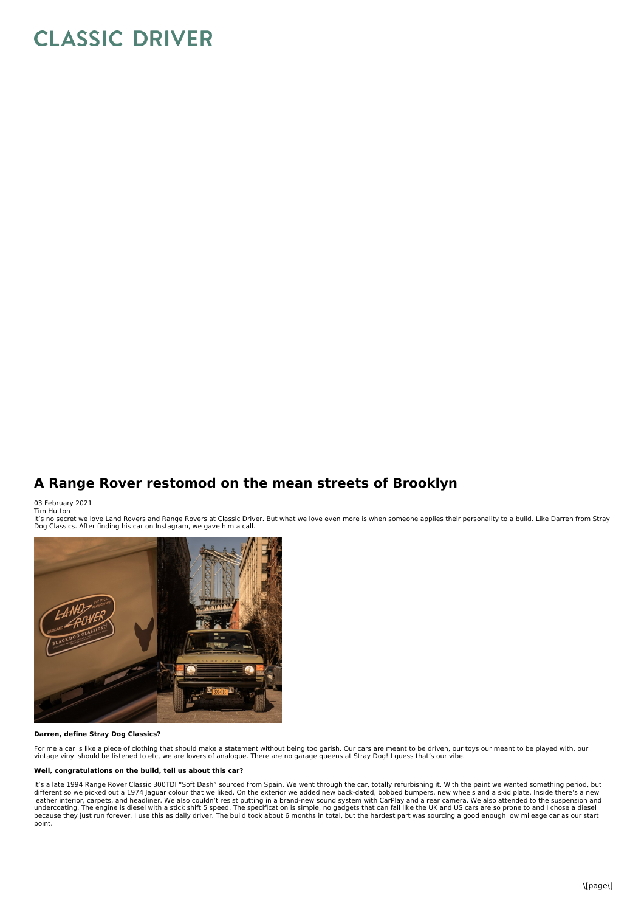# A Range Rover restomod on the mean streets of Brooklyn

03 February 2021
Tim Hutton

It's no secret we love Land Rovers and Range Rovers at Classic Driver. But what we love even more is when someone applies their personality to a build. Like Darren from Stray Dog Classics. After finding his car on Instagram, we gave him a call.

**Darren, define Stray Dog Classics?**

For me a car is like a piece of clothing that should make a statement without being too garish. Our cars are meant to be driven, our toys our meant to be played with, our vintage vinyl should be listened to etc, we are lovers of analogue. There are no garage queens at Stray Dog! I guess that's our vibe.

**Well, congratulations on the build, tell us about this car?**

It's a late 1994 Range Rover Classic 300TDI "Soft Dash" sourced from Spain. We went through the car, totally refurbishing it. With the paint we wanted something period, but different so we picked out a 1974 Jaguar colour that we liked. On the exterior we added new back-dated, bobbed bumpers, new wheels and a skid plate. Inside there's a new leather interior, carpets, and headliner. We also couldn't resist putting in a brand-new sound system with CarPlay and a rear camera. We also attended to the suspension and undercoating. The engine is diesel with a stick shift 5 speed. The specification is simple, no gadgets that can fail like the UK and US cars are so prone to and I chose a diesel because they just run forever. I use this as daily driver. The build took about 6 months in total, but the hardest part was sourcing a good enough low mileage car as our start point.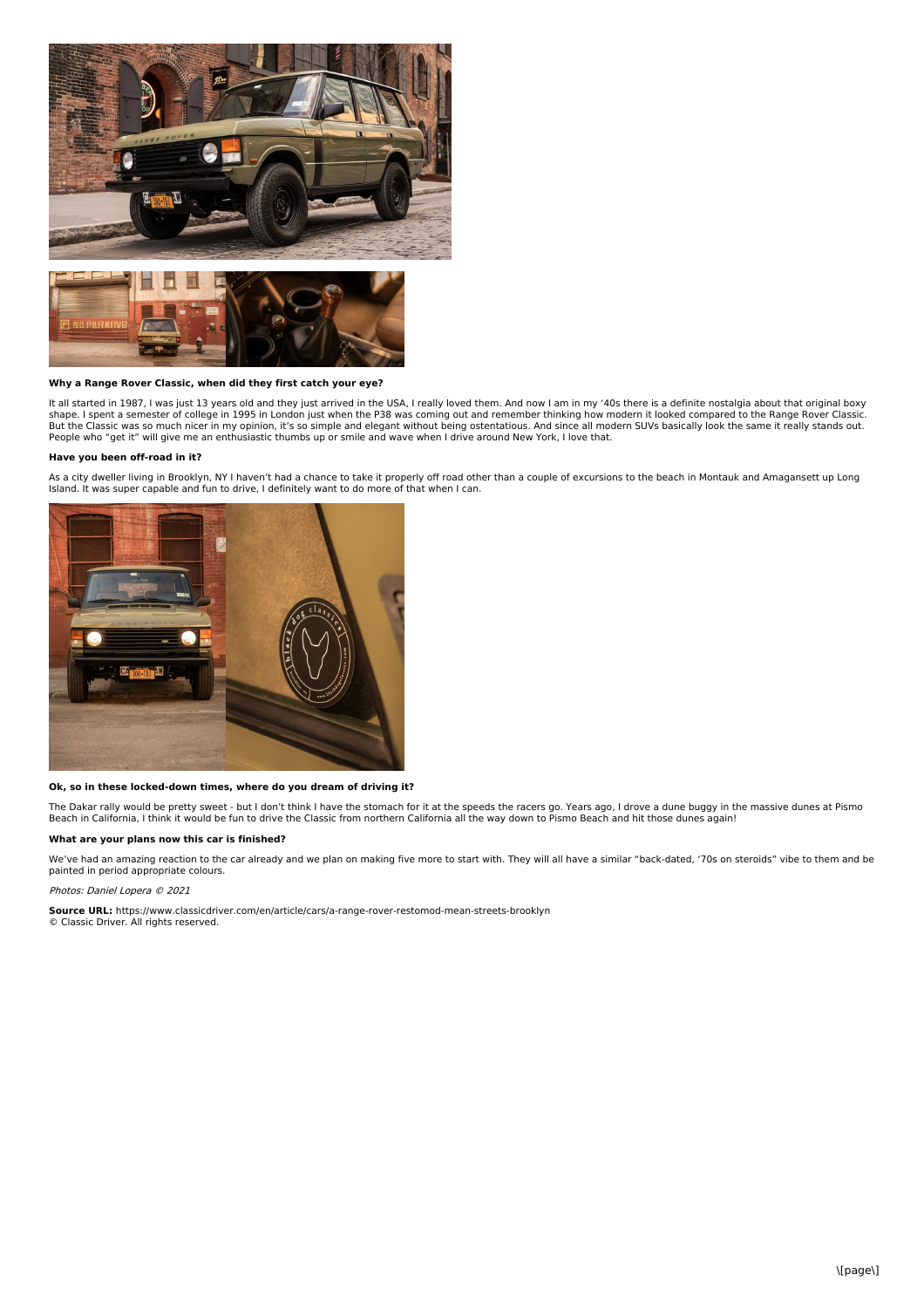**Why a Range Rover Classic, when did they first catch your eye?**

It all started in 1987, I was just 13 years old and they just arrived in the USA, I really loved them. And now I am in my '40s there is a definite nostalgia about that original boxy shape. I spent a semester of college in 1995 in London just when the P38 was coming out and remember thinking how modern it looked compared to the Range Rover Classic. But the Classic was so much nicer in my opinion, it's so simple and elegant without being ostentatious. And since all modern SUVs basically look the same it really stands out. People who "get it" will give me an enthusiastic thumbs up or smile and wave when I drive around New York, I love that.

**Have you been off-road in it?**

As a city dweller living in Brooklyn, NY I haven't had a chance to take it properly off road other than a couple of excursions to the beach in Montauk and Amagansett up Long Island. It was super capable and fun to drive, I definitely want to do more of that when I can.

**Ok, so in these locked-down times, where do you dream of driving it?**

The Dakar rally would be pretty sweet - but I don't think I have the stomach for it at the speeds the racers go. Years ago, I drove a dune buggy in the massive dunes at Pismo Beach in California, I think it would be fun to drive the Classic from northern California all the way down to Pismo Beach and hit those dunes again!

**What are your plans now this car is finished?**

We've had an amazing reaction to the car already and we plan on making five more to start with. They will all have a similar "back-dated, '70s on steroids" vibe to them and be painted in period appropriate colours.

*Photos: Daniel Lopera © 2021*

**Source URL:** https://www.classicdriver.com/en/article/cars/a-range-rover-restomod-mean-streets-brooklyn
© Classic Driver. All rights reserved.